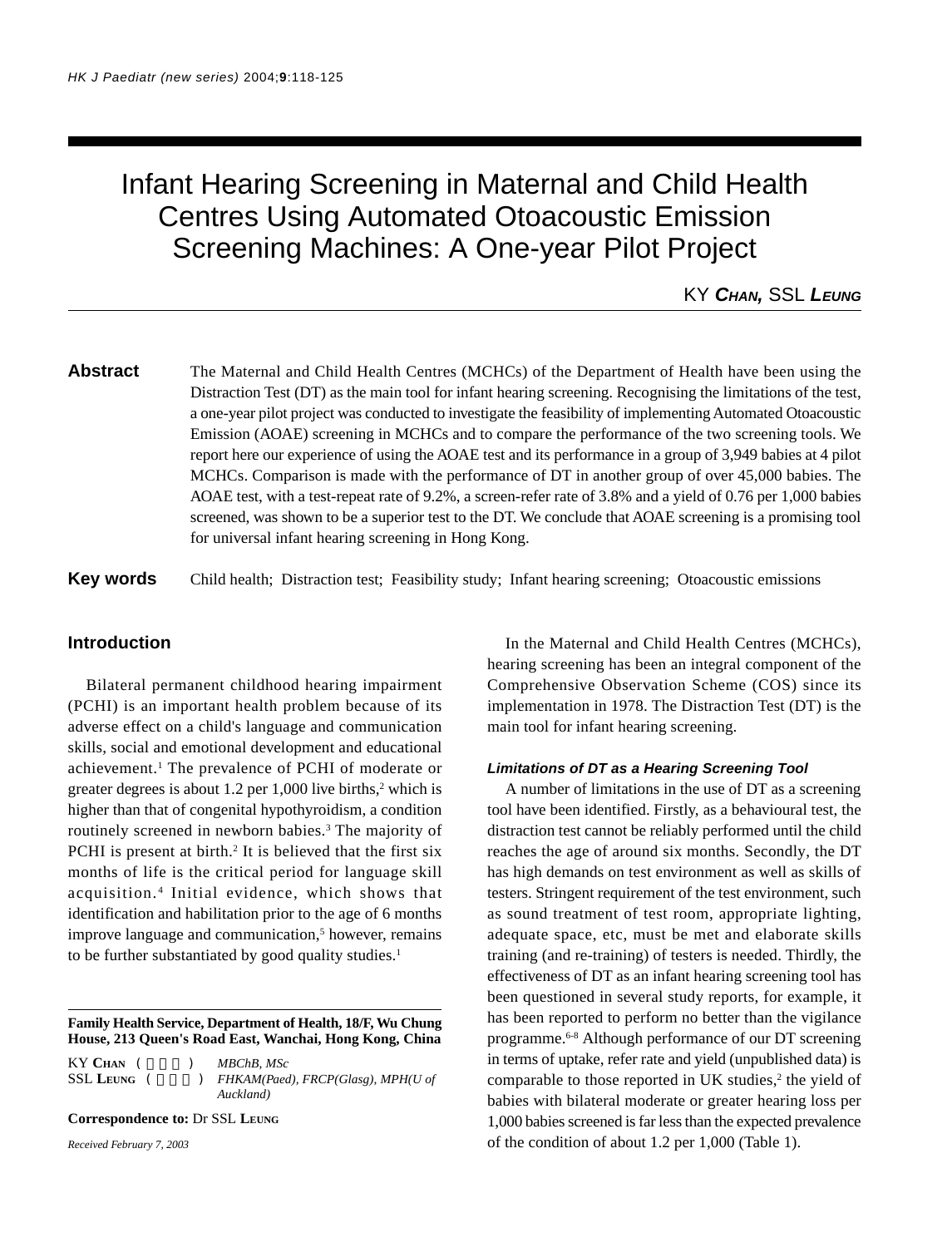# Infant Hearing Screening in Maternal and Child Health Centres Using Automated Otoacoustic Emission Screening Machines: A One-year Pilot Project

KY **CHAN**, SSL **LEUNG**

**Abstract** The Maternal and Child Health Centres (MCHCs) of the Department of Health have been using the Distraction Test (DT) as the main tool for infant hearing screening. Recognising the limitations of the test, a one-year pilot project was conducted to investigate the feasibility of implementing Automated Otoacoustic Emission (AOAE) screening in MCHCs and to compare the performance of the two screening tools. We report here our experience of using the AOAE test and its performance in a group of 3,949 babies at 4 pilot MCHCs. Comparison is made with the performance of DT in another group of over 45,000 babies. The AOAE test, with a test-repeat rate of 9.2%, a screen-refer rate of 3.8% and a yield of 0.76 per 1,000 babies screened, was shown to be a superior test to the DT. We conclude that AOAE screening is a promising tool for universal infant hearing screening in Hong Kong.

**Key words** Child health; Distraction test; Feasibility study; Infant hearing screening; Otoacoustic emissions

## Introduction

Bilateral permanent childhood hearing impairment (PCHI) is an important health problem because of its adverse effect on a child's language and communication skills, social and emotional development and educational achievement.[1] The prevalence of PCHI of moderate or greater degrees is about 1.2 per 1,000 live births,[2] which is higher than that of congenital hypothyroidism, a condition routinely screened in newborn babies.[3] The majority of PCHI is present at birth.[2] It is believed that the first six months of life is the critical period for language skill acquisition.[4] Initial evidence, which shows that identification and habilitation prior to the age of 6 months improve language and communication,[5] however, remains to be further substantiated by good quality studies.[1]

In the Maternal and Child Health Centres (MCHCs), hearing screening has been an integral component of the Comprehensive Observation Scheme (COS) since its implementation in 1978. The Distraction Test (DT) is the main tool for infant hearing screening.

### *Limitations of DT as a Hearing Screening Tool*

A number of limitations in the use of DT as a screening tool have been identified. Firstly, as a behavioural test, the distraction test cannot be reliably performed until the child reaches the age of around six months. Secondly, the DT has high demands on test environment as well as skills of testers. Stringent requirement of the test environment, such as sound treatment of test room, appropriate lighting, adequate space, etc, must be met and elaborate skills training (and re-training) of testers is needed. Thirdly, the effectiveness of DT as an infant hearing screening tool has been questioned in several study reports, for example, it has been reported to perform no better than the vigilance programme.[6-8] Although performance of our DT screening in terms of uptake, refer rate and yield (unpublished data) is comparable to those reported in UK studies,[2] the yield of babies with bilateral moderate or greater hearing loss per 1,000 babies screened is far less than the expected prevalence of the condition of about 1.2 per 1,000 (Table 1).

---

**Family Health Service, Department of Health, 18/F, Wu Chung House, 213 Queen's Road East, Wanchai, Hong Kong, China**

KY **CHAN** ( ) *MBChB, MSc*
SSL **LEUNG** ( ) *FHKAM(Paed), FRCP(Glasg), MPH(U of Auckland)*

**Correspondence to:** Dr SSL **LEUNG**

*Received February 7, 2003*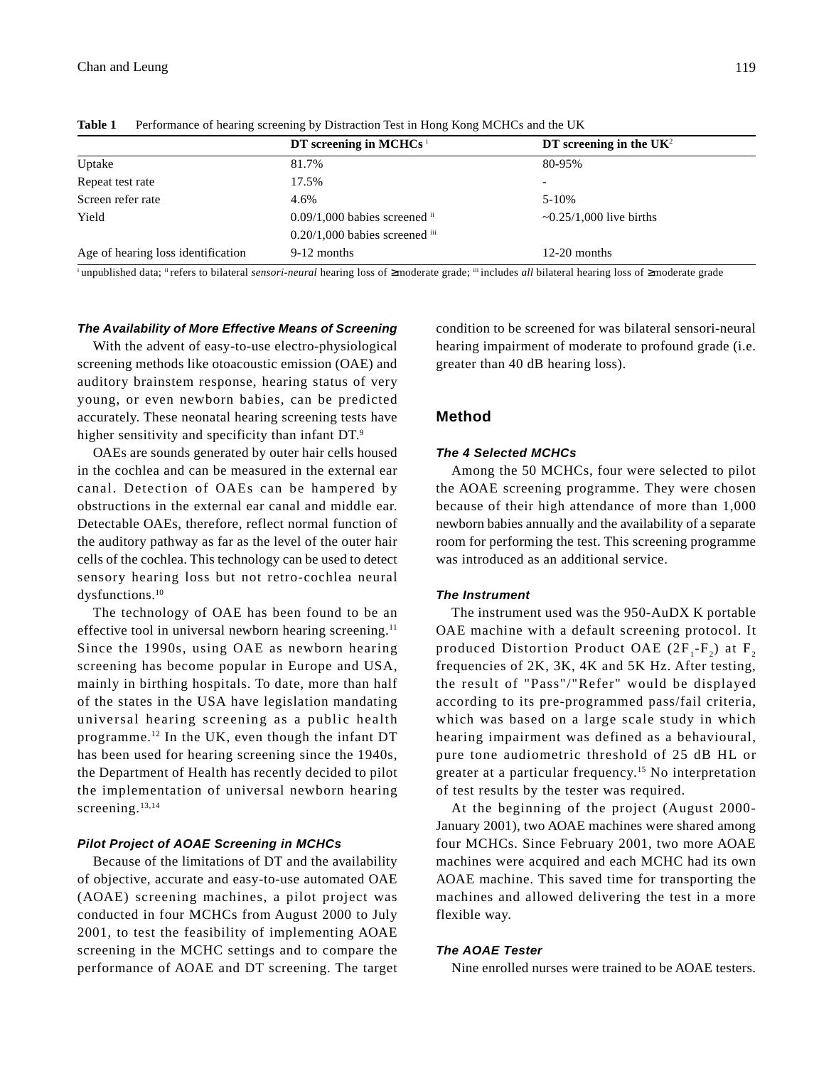**Table 1** Performance of hearing screening by Distraction Test in Hong Kong MCHCs and the UK

| | DT screening in MCHCs [i] | DT screening in the UK[2] |
|---|---|---|
| Uptake | 81.7% | 80-95% |
| Repeat test rate | 17.5% | - |
| Screen refer rate | 4.6% | 5-10% |
| Yield | 0.09/1,000 babies screened [ii]<br>0.20/1,000 babies screened [iii] | ~0.25/1,000 live births |
| Age of hearing loss identification | 9-12 months | 12-20 months |

[i] unpublished data; [ii] refers to bilateral *sensori-neural* hearing loss of ≥moderate grade; [iii] includes *all* bilateral hearing loss of ≥moderate grade

### *The Availability of More Effective Means of Screening*

With the advent of easy-to-use electro-physiological screening methods like otoacoustic emission (OAE) and auditory brainstem response, hearing status of very young, or even newborn babies, can be predicted accurately. These neonatal hearing screening tests have higher sensitivity and specificity than infant DT.[9]

OAEs are sounds generated by outer hair cells housed in the cochlea and can be measured in the external ear canal. Detection of OAEs can be hampered by obstructions in the external ear canal and middle ear. Detectable OAEs, therefore, reflect normal function of the auditory pathway as far as the level of the outer hair cells of the cochlea. This technology can be used to detect sensory hearing loss but not retro-cochlea neural dysfunctions.[10]

The technology of OAE has been found to be an effective tool in universal newborn hearing screening.[11] Since the 1990s, using OAE as newborn hearing screening has become popular in Europe and USA, mainly in birthing hospitals. To date, more than half of the states in the USA have legislation mandating universal hearing screening as a public health programme.[12] In the UK, even though the infant DT has been used for hearing screening since the 1940s, the Department of Health has recently decided to pilot the implementation of universal newborn hearing screening.[13,14]

### *Pilot Project of AOAE Screening in MCHCs*

Because of the limitations of DT and the availability of objective, accurate and easy-to-use automated OAE (AOAE) screening machines, a pilot project was conducted in four MCHCs from August 2000 to July 2001, to test the feasibility of implementing AOAE screening in the MCHC settings and to compare the performance of AOAE and DT screening. The target condition to be screened for was bilateral sensori-neural hearing impairment of moderate to profound grade (i.e. greater than 40 dB hearing loss).

## Method

### *The 4 Selected MCHCs*

Among the 50 MCHCs, four were selected to pilot the AOAE screening programme. They were chosen because of their high attendance of more than 1,000 newborn babies annually and the availability of a separate room for performing the test. This screening programme was introduced as an additional service.

### *The Instrument*

The instrument used was the 950-AuDX K portable OAE machine with a default screening protocol. It produced Distortion Product OAE ($2F_1$-$F_2$) at $F_2$ frequencies of 2K, 3K, 4K and 5K Hz. After testing, the result of "Pass"/"Refer" would be displayed according to its pre-programmed pass/fail criteria, which was based on a large scale study in which hearing impairment was defined as a behavioural, pure tone audiometric threshold of 25 dB HL or greater at a particular frequency.[15] No interpretation of test results by the tester was required.

At the beginning of the project (August 2000-January 2001), two AOAE machines were shared among four MCHCs. Since February 2001, two more AOAE machines were acquired and each MCHC had its own AOAE machine. This saved time for transporting the machines and allowed delivering the test in a more flexible way.

### *The AOAE Tester*

Nine enrolled nurses were trained to be AOAE testers.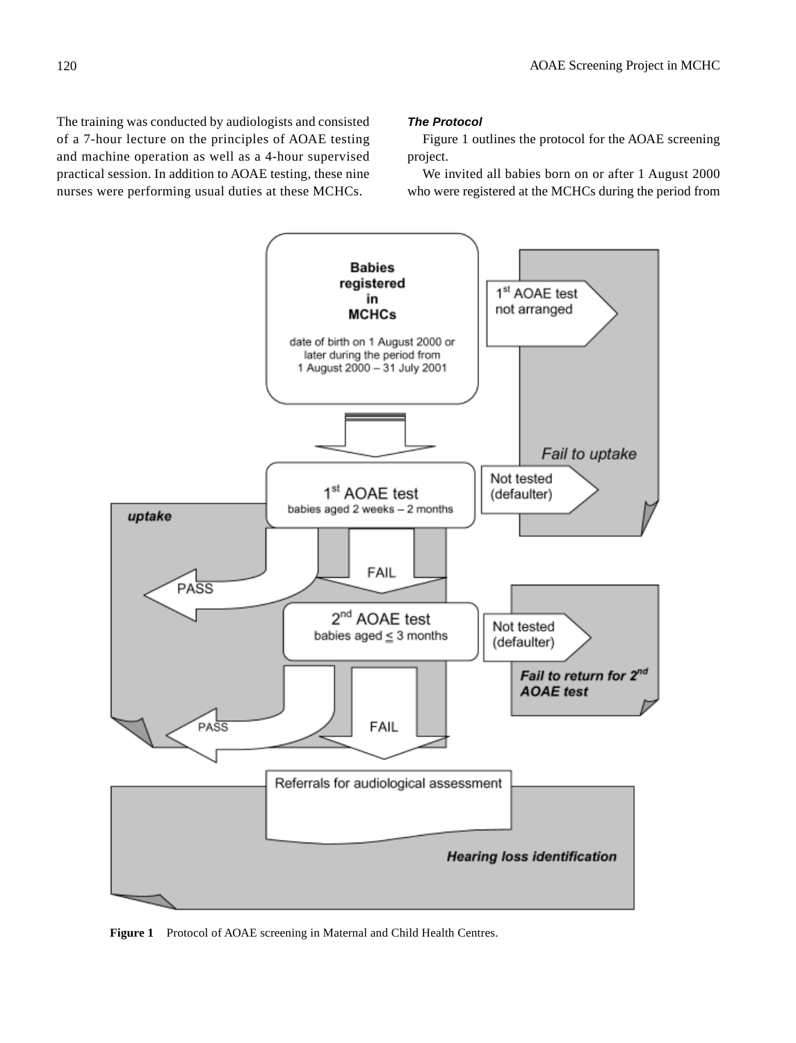The training was conducted by audiologists and consisted of a 7-hour lecture on the principles of AOAE testing and machine operation as well as a 4-hour supervised practical session. In addition to AOAE testing, these nine nurses were performing usual duties at these MCHCs.

### *The Protocol*

Figure 1 outlines the protocol for the AOAE screening project.

We invited all babies born on or after 1 August 2000 who were registered at the MCHCs during the period from

**Babies registered in MCHCs**

date of birth on 1 August 2000 or later during the period from 1 August 2000 – 31 July 2001

1[st] AOAE test not arranged

*Fail to uptake*

1[st] AOAE test
babies aged 2 weeks – 2 months

Not tested (defaulter)

***uptake***

PASS

FAIL

2[nd] AOAE test
babies aged ≤ 3 months

Not tested (defaulter)

***Fail to return for 2[nd] AOAE test***

PASS

FAIL

Referrals for audiological assessment

***Hearing loss identification***

**Figure 1** Protocol of AOAE screening in Maternal and Child Health Centres.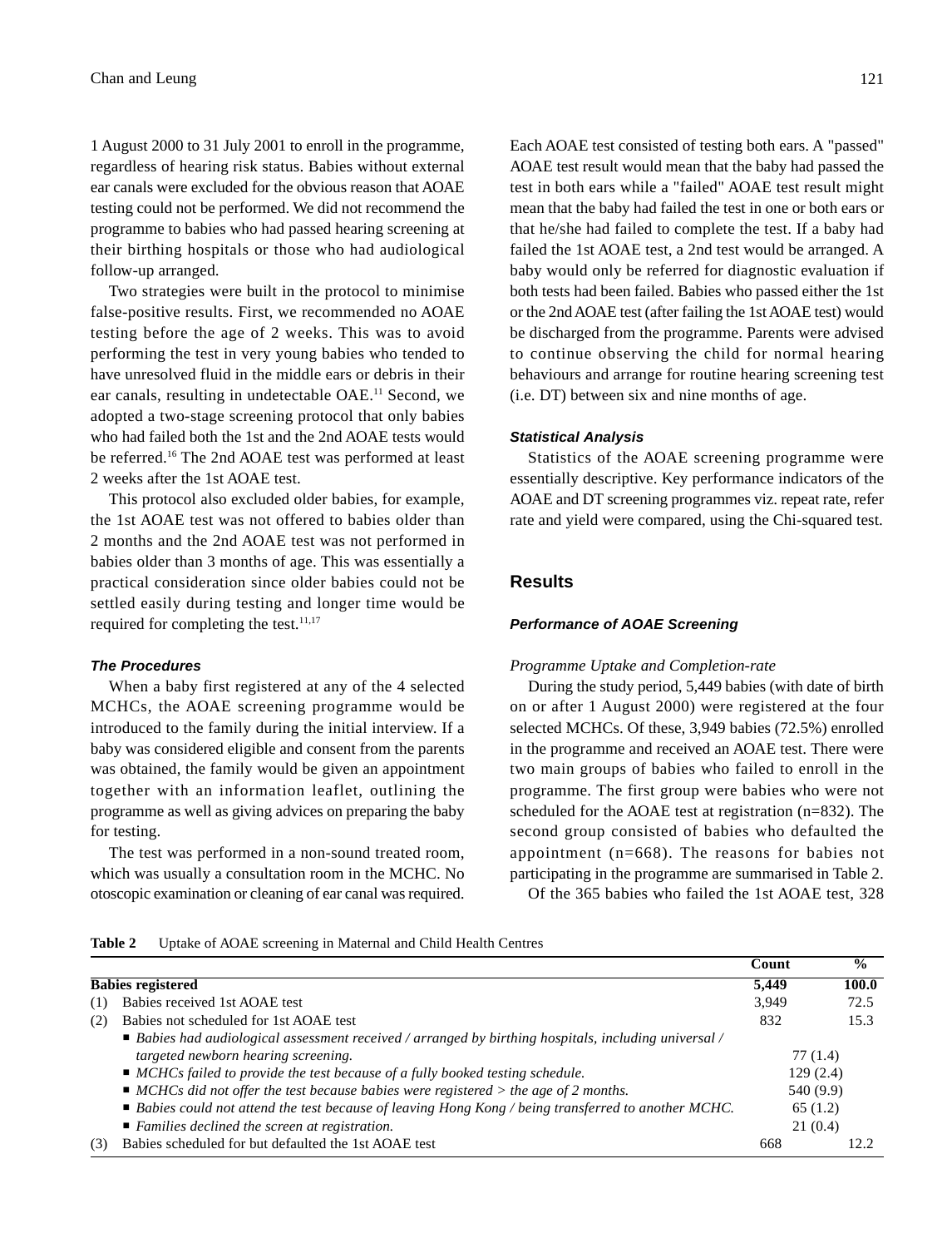1 August 2000 to 31 July 2001 to enroll in the programme, regardless of hearing risk status. Babies without external ear canals were excluded for the obvious reason that AOAE testing could not be performed. We did not recommend the programme to babies who had passed hearing screening at their birthing hospitals or those who had audiological follow-up arranged.

Two strategies were built in the protocol to minimise false-positive results. First, we recommended no AOAE testing before the age of 2 weeks. This was to avoid performing the test in very young babies who tended to have unresolved fluid in the middle ears or debris in their ear canals, resulting in undetectable OAE.[11] Second, we adopted a two-stage screening protocol that only babies who had failed both the 1st and the 2nd AOAE tests would be referred.[16] The 2nd AOAE test was performed at least 2 weeks after the 1st AOAE test.

This protocol also excluded older babies, for example, the 1st AOAE test was not offered to babies older than 2 months and the 2nd AOAE test was not performed in babies older than 3 months of age. This was essentially a practical consideration since older babies could not be settled easily during testing and longer time would be required for completing the test.[11,17]

#### *The Procedures*

When a baby first registered at any of the 4 selected MCHCs, the AOAE screening programme would be introduced to the family during the initial interview. If a baby was considered eligible and consent from the parents was obtained, the family would be given an appointment together with an information leaflet, outlining the programme as well as giving advices on preparing the baby for testing.

The test was performed in a non-sound treated room, which was usually a consultation room in the MCHC. No otoscopic examination or cleaning of ear canal was required. Each AOAE test consisted of testing both ears. A "passed" AOAE test result would mean that the baby had passed the test in both ears while a "failed" AOAE test result might mean that the baby had failed the test in one or both ears or that he/she had failed to complete the test. If a baby had failed the 1st AOAE test, a 2nd test would be arranged. A baby would only be referred for diagnostic evaluation if both tests had been failed. Babies who passed either the 1st or the 2nd AOAE test (after failing the 1st AOAE test) would be discharged from the programme. Parents were advised to continue observing the child for normal hearing behaviours and arrange for routine hearing screening test (i.e. DT) between six and nine months of age.

#### *Statistical Analysis*

Statistics of the AOAE screening programme were essentially descriptive. Key performance indicators of the AOAE and DT screening programmes viz. repeat rate, refer rate and yield were compared, using the Chi-squared test.

## Results

#### *Performance of AOAE Screening*

*Programme Uptake and Completion-rate*

During the study period, 5,449 babies (with date of birth on or after 1 August 2000) were registered at the four selected MCHCs. Of these, 3,949 babies (72.5%) enrolled in the programme and received an AOAE test. There were two main groups of babies who failed to enroll in the programme. The first group were babies who were not scheduled for the AOAE test at registration (n=832). The second group consisted of babies who defaulted the appointment (n=668). The reasons for babies not participating in the programme are summarised in Table 2.

Of the 365 babies who failed the 1st AOAE test, 328

**Table 2** Uptake of AOAE screening in Maternal and Child Health Centres

| | | Count | % |
|---|---|---|---|
| **Babies registered** | | **5,449** | **100.0** |
| (1) | Babies received 1st AOAE test | 3,949 | 72.5 |
| (2) | Babies not scheduled for 1st AOAE test | 832 | 15.3 |
| | ■ *Babies had audiological assessment received / arranged by birthing hospitals, including universal / targeted newborn hearing screening.* | 77 (1.4) | |
| | ■ *MCHCs failed to provide the test because of a fully booked testing schedule.* | 129 (2.4) | |
| | ■ *MCHCs did not offer the test because babies were registered > the age of 2 months.* | 540 (9.9) | |
| | ■ *Babies could not attend the test because of leaving Hong Kong / being transferred to another MCHC.* | 65 (1.2) | |
| | ■ *Families declined the screen at registration.* | 21 (0.4) | |
| (3) | Babies scheduled for but defaulted the 1st AOAE test | 668 | 12.2 |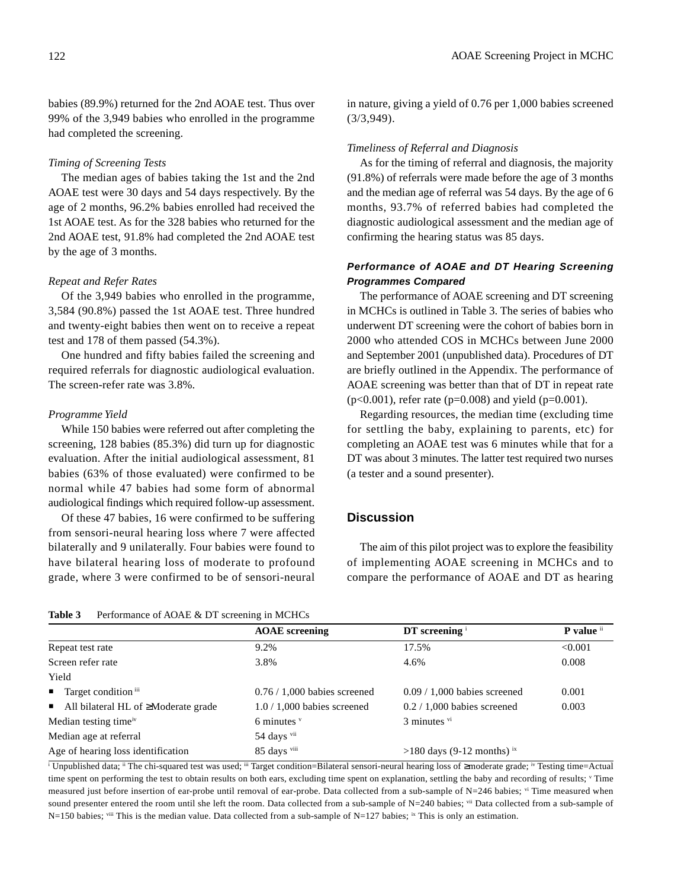babies (89.9%) returned for the 2nd AOAE test. Thus over 99% of the 3,949 babies who enrolled in the programme had completed the screening.

*Timing of Screening Tests*

The median ages of babies taking the 1st and the 2nd AOAE test were 30 days and 54 days respectively. By the age of 2 months, 96.2% babies enrolled had received the 1st AOAE test. As for the 328 babies who returned for the 2nd AOAE test, 91.8% had completed the 2nd AOAE test by the age of 3 months.

*Repeat and Refer Rates*

Of the 3,949 babies who enrolled in the programme, 3,584 (90.8%) passed the 1st AOAE test. Three hundred and twenty-eight babies then went on to receive a repeat test and 178 of them passed (54.3%).

One hundred and fifty babies failed the screening and required referrals for diagnostic audiological evaluation. The screen-refer rate was 3.8%.

*Programme Yield*

While 150 babies were referred out after completing the screening, 128 babies (85.3%) did turn up for diagnostic evaluation. After the initial audiological assessment, 81 babies (63% of those evaluated) were confirmed to be normal while 47 babies had some form of abnormal audiological findings which required follow-up assessment.

Of these 47 babies, 16 were confirmed to be suffering from sensori-neural hearing loss where 7 were affected bilaterally and 9 unilaterally. Four babies were found to have bilateral hearing loss of moderate to profound grade, where 3 were confirmed to be of sensori-neural in nature, giving a yield of 0.76 per 1,000 babies screened (3/3,949).

*Timeliness of Referral and Diagnosis*

As for the timing of referral and diagnosis, the majority (91.8%) of referrals were made before the age of 3 months and the median age of referral was 54 days. By the age of 6 months, 93.7% of referred babies had completed the diagnostic audiological assessment and the median age of confirming the hearing status was 85 days.

***Performance of AOAE and DT Hearing Screening Programmes Compared***

The performance of AOAE screening and DT screening in MCHCs is outlined in Table 3. The series of babies who underwent DT screening were the cohort of babies born in 2000 who attended COS in MCHCs between June 2000 and September 2001 (unpublished data). Procedures of DT are briefly outlined in the Appendix. The performance of AOAE screening was better than that of DT in repeat rate ($p<0.001$), refer rate ($p=0.008$) and yield ($p=0.001$).

Regarding resources, the median time (excluding time for settling the baby, explaining to parents, etc) for completing an AOAE test was 6 minutes while that for a DT was about 3 minutes. The latter test required two nurses (a tester and a sound presenter).

## Discussion

The aim of this pilot project was to explore the feasibility of implementing AOAE screening in MCHCs and to compare the performance of AOAE and DT as hearing

**Table 3** Performance of AOAE & DT screening in MCHCs

| | **AOAE screening** | **DT screening** [i] | **P value** [ii] |
|---|---|---|---|
| Repeat test rate | 9.2% | 17.5% | <0.001 |
| Screen refer rate | 3.8% | 4.6% | 0.008 |
| Yield | | | |
| ▪ Target condition [iii] | 0.76 / 1,000 babies screened | 0.09 / 1,000 babies screened | 0.001 |
| ▪ All bilateral HL of ≥Moderate grade | 1.0 / 1,000 babies screened | 0.2 / 1,000 babies screened | 0.003 |
| Median testing time[iv] | 6 minutes [v] | 3 minutes [vi] | |
| Median age at referral | 54 days [vii] | | |
| Age of hearing loss identification | 85 days [viii] | >180 days (9-12 months) [ix] | |

[i] Unpublished data; [ii] The chi-squared test was used; [iii] Target condition=Bilateral sensori-neural hearing loss of ≥moderate grade; [iv] Testing time=Actual time spent on performing the test to obtain results on both ears, excluding time spent on explanation, settling the baby and recording of results; [v] Time measured just before insertion of ear-probe until removal of ear-probe. Data collected from a sub-sample of N=246 babies; [vi] Time measured when sound presenter entered the room until she left the room. Data collected from a sub-sample of N=240 babies; [vii] Data collected from a sub-sample of N=150 babies; [viii] This is the median value. Data collected from a sub-sample of N=127 babies; [ix] This is only an estimation.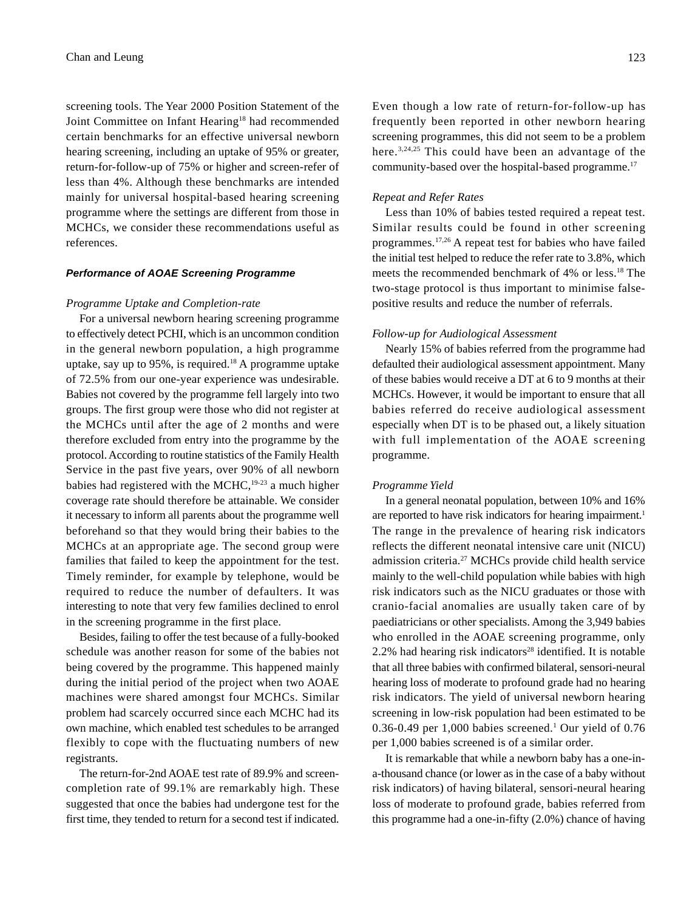screening tools. The Year 2000 Position Statement of the Joint Committee on Infant Hearing[18] had recommended certain benchmarks for an effective universal newborn hearing screening, including an uptake of 95% or greater, return-for-follow-up of 75% or higher and screen-refer of less than 4%. Although these benchmarks are intended mainly for universal hospital-based hearing screening programme where the settings are different from those in MCHCs, we consider these recommendations useful as references.

#### Performance of AOAE Screening Programme

*Programme Uptake and Completion-rate*

For a universal newborn hearing screening programme to effectively detect PCHI, which is an uncommon condition in the general newborn population, a high programme uptake, say up to 95%, is required.[18] A programme uptake of 72.5% from our one-year experience was undesirable. Babies not covered by the programme fell largely into two groups. The first group were those who did not register at the MCHCs until after the age of 2 months and were therefore excluded from entry into the programme by the protocol. According to routine statistics of the Family Health Service in the past five years, over 90% of all newborn babies had registered with the MCHC,[19-23] a much higher coverage rate should therefore be attainable. We consider it necessary to inform all parents about the programme well beforehand so that they would bring their babies to the MCHCs at an appropriate age. The second group were families that failed to keep the appointment for the test. Timely reminder, for example by telephone, would be required to reduce the number of defaulters. It was interesting to note that very few families declined to enrol in the screening programme in the first place.

Besides, failing to offer the test because of a fully-booked schedule was another reason for some of the babies not being covered by the programme. This happened mainly during the initial period of the project when two AOAE machines were shared amongst four MCHCs. Similar problem had scarcely occurred since each MCHC had its own machine, which enabled test schedules to be arranged flexibly to cope with the fluctuating numbers of new registrants.

The return-for-2nd AOAE test rate of 89.9% and screen-completion rate of 99.1% are remarkably high. These suggested that once the babies had undergone test for the first time, they tended to return for a second test if indicated. Even though a low rate of return-for-follow-up has frequently been reported in other newborn hearing screening programmes, this did not seem to be a problem here.[3,24,25] This could have been an advantage of the community-based over the hospital-based programme.[17]

*Repeat and Refer Rates*

Less than 10% of babies tested required a repeat test. Similar results could be found in other screening programmes.[17,26] A repeat test for babies who have failed the initial test helped to reduce the refer rate to 3.8%, which meets the recommended benchmark of 4% or less.[18] The two-stage protocol is thus important to minimise false-positive results and reduce the number of referrals.

*Follow-up for Audiological Assessment*

Nearly 15% of babies referred from the programme had defaulted their audiological assessment appointment. Many of these babies would receive a DT at 6 to 9 months at their MCHCs. However, it would be important to ensure that all babies referred do receive audiological assessment especially when DT is to be phased out, a likely situation with full implementation of the AOAE screening programme.

*Programme Yield*

In a general neonatal population, between 10% and 16% are reported to have risk indicators for hearing impairment.[1] The range in the prevalence of hearing risk indicators reflects the different neonatal intensive care unit (NICU) admission criteria.[27] MCHCs provide child health service mainly to the well-child population while babies with high risk indicators such as the NICU graduates or those with cranio-facial anomalies are usually taken care of by paediatricians or other specialists. Among the 3,949 babies who enrolled in the AOAE screening programme, only 2.2% had hearing risk indicators[28] identified. It is notable that all three babies with confirmed bilateral, sensori-neural hearing loss of moderate to profound grade had no hearing risk indicators. The yield of universal newborn hearing screening in low-risk population had been estimated to be 0.36-0.49 per 1,000 babies screened.[1] Our yield of 0.76 per 1,000 babies screened is of a similar order.

It is remarkable that while a newborn baby has a one-in-a-thousand chance (or lower as in the case of a baby without risk indicators) of having bilateral, sensori-neural hearing loss of moderate to profound grade, babies referred from this programme had a one-in-fifty (2.0%) chance of having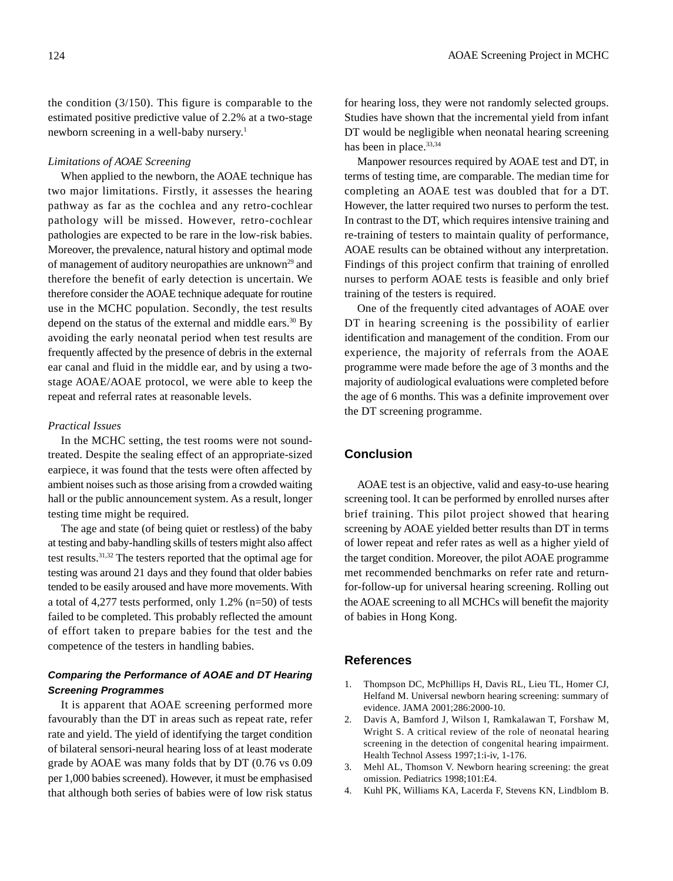the condition (3/150). This figure is comparable to the estimated positive predictive value of 2.2% at a two-stage newborn screening in a well-baby nursery.[1]

*Limitations of AOAE Screening*

When applied to the newborn, the AOAE technique has two major limitations. Firstly, it assesses the hearing pathway as far as the cochlea and any retro-cochlear pathology will be missed. However, retro-cochlear pathologies are expected to be rare in the low-risk babies. Moreover, the prevalence, natural history and optimal mode of management of auditory neuropathies are unknown[29] and therefore the benefit of early detection is uncertain. We therefore consider the AOAE technique adequate for routine use in the MCHC population. Secondly, the test results depend on the status of the external and middle ears.[30] By avoiding the early neonatal period when test results are frequently affected by the presence of debris in the external ear canal and fluid in the middle ear, and by using a two-stage AOAE/AOAE protocol, we were able to keep the repeat and referral rates at reasonable levels.

*Practical Issues*

In the MCHC setting, the test rooms were not sound-treated. Despite the sealing effect of an appropriate-sized earpiece, it was found that the tests were often affected by ambient noises such as those arising from a crowded waiting hall or the public announcement system. As a result, longer testing time might be required.

The age and state (of being quiet or restless) of the baby at testing and baby-handling skills of testers might also affect test results.[31,32] The testers reported that the optimal age for testing was around 21 days and they found that older babies tended to be easily aroused and have more movements. With a total of 4,277 tests performed, only 1.2% (n=50) of tests failed to be completed. This probably reflected the amount of effort taken to prepare babies for the test and the competence of the testers in handling babies.

***Comparing the Performance of AOAE and DT Hearing Screening Programmes***

It is apparent that AOAE screening performed more favourably than the DT in areas such as repeat rate, refer rate and yield. The yield of identifying the target condition of bilateral sensori-neural hearing loss of at least moderate grade by AOAE was many folds that by DT (0.76 vs 0.09 per 1,000 babies screened). However, it must be emphasised that although both series of babies were of low risk status for hearing loss, they were not randomly selected groups. Studies have shown that the incremental yield from infant DT would be negligible when neonatal hearing screening has been in place.[33,34]

Manpower resources required by AOAE test and DT, in terms of testing time, are comparable. The median time for completing an AOAE test was doubled that for a DT. However, the latter required two nurses to perform the test. In contrast to the DT, which requires intensive training and re-training of testers to maintain quality of performance, AOAE results can be obtained without any interpretation. Findings of this project confirm that training of enrolled nurses to perform AOAE tests is feasible and only brief training of the testers is required.

One of the frequently cited advantages of AOAE over DT in hearing screening is the possibility of earlier identification and management of the condition. From our experience, the majority of referrals from the AOAE programme were made before the age of 3 months and the majority of audiological evaluations were completed before the age of 6 months. This was a definite improvement over the DT screening programme.

## Conclusion

AOAE test is an objective, valid and easy-to-use hearing screening tool. It can be performed by enrolled nurses after brief training. This pilot project showed that hearing screening by AOAE yielded better results than DT in terms of lower repeat and refer rates as well as a higher yield of the target condition. Moreover, the pilot AOAE programme met recommended benchmarks on refer rate and return-for-follow-up for universal hearing screening. Rolling out the AOAE screening to all MCHCs will benefit the majority of babies in Hong Kong.

## References

1. Thompson DC, McPhillips H, Davis RL, Lieu TL, Homer CJ, Helfand M. Universal newborn hearing screening: summary of evidence. JAMA 2001;286:2000-10.
2. Davis A, Bamford J, Wilson I, Ramkalawan T, Forshaw M, Wright S. A critical review of the role of neonatal hearing screening in the detection of congenital hearing impairment. Health Technol Assess 1997;1:i-iv, 1-176.
3. Mehl AL, Thomson V. Newborn hearing screening: the great omission. Pediatrics 1998;101:E4.
4. Kuhl PK, Williams KA, Lacerda F, Stevens KN, Lindblom B.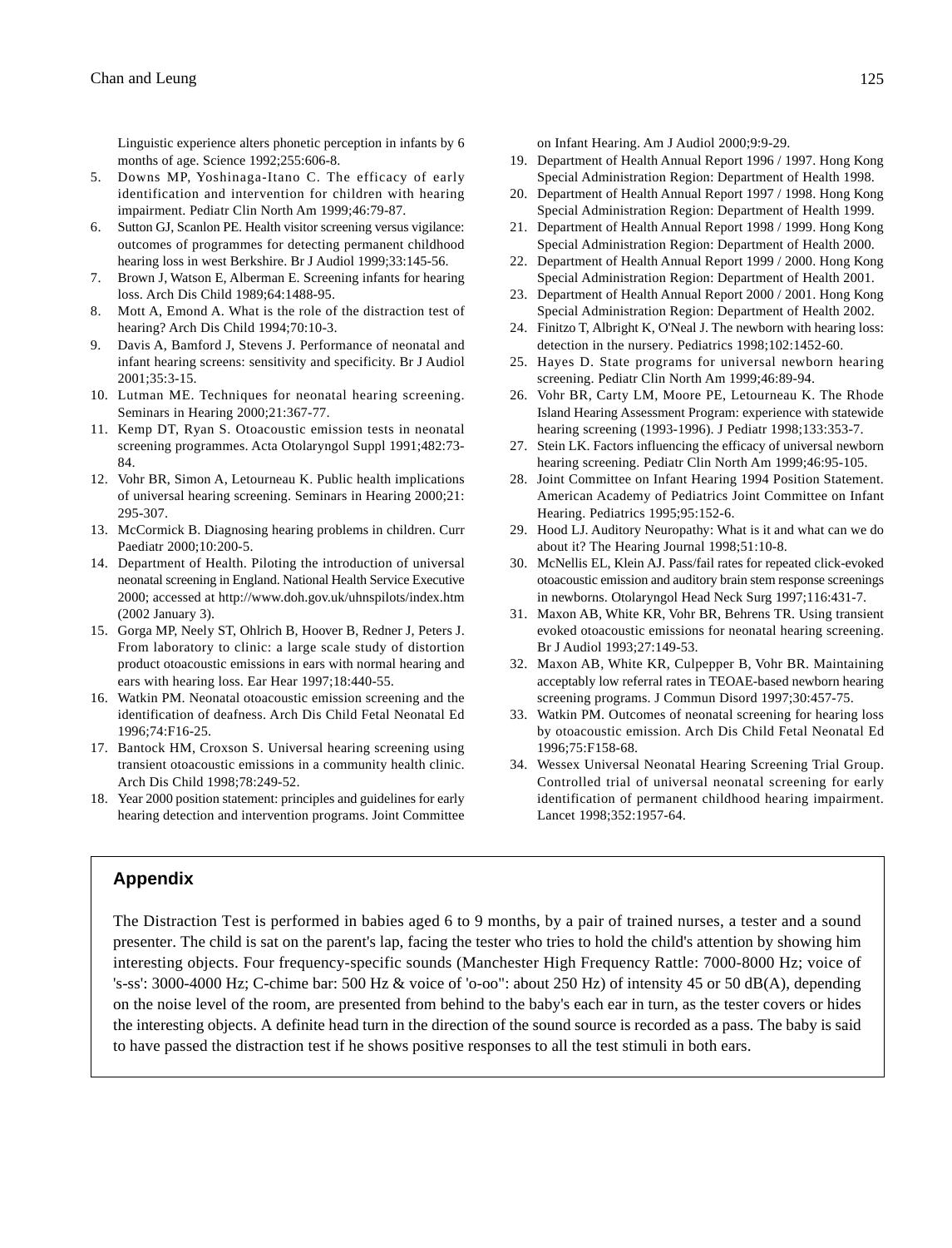Linguistic experience alters phonetic perception in infants by 6 months of age. Science 1992;255:606-8.

5. Downs MP, Yoshinaga-Itano C. The efficacy of early identification and intervention for children with hearing impairment. Pediatr Clin North Am 1999;46:79-87.
6. Sutton GJ, Scanlon PE. Health visitor screening versus vigilance: outcomes of programmes for detecting permanent childhood hearing loss in west Berkshire. Br J Audiol 1999;33:145-56.
7. Brown J, Watson E, Alberman E. Screening infants for hearing loss. Arch Dis Child 1989;64:1488-95.
8. Mott A, Emond A. What is the role of the distraction test of hearing? Arch Dis Child 1994;70:10-3.
9. Davis A, Bamford J, Stevens J. Performance of neonatal and infant hearing screens: sensitivity and specificity. Br J Audiol 2001;35:3-15.
10. Lutman ME. Techniques for neonatal hearing screening. Seminars in Hearing 2000;21:367-77.
11. Kemp DT, Ryan S. Otoacoustic emission tests in neonatal screening programmes. Acta Otolaryngol Suppl 1991;482:73-84.
12. Vohr BR, Simon A, Letourneau K. Public health implications of universal hearing screening. Seminars in Hearing 2000;21: 295-307.
13. McCormick B. Diagnosing hearing problems in children. Curr Paediatr 2000;10:200-5.
14. Department of Health. Piloting the introduction of universal neonatal screening in England. National Health Service Executive 2000; accessed at http://www.doh.gov.uk/uhnspilots/index.htm (2002 January 3).
15. Gorga MP, Neely ST, Ohlrich B, Hoover B, Redner J, Peters J. From laboratory to clinic: a large scale study of distortion product otoacoustic emissions in ears with normal hearing and ears with hearing loss. Ear Hear 1997;18:440-55.
16. Watkin PM. Neonatal otoacoustic emission screening and the identification of deafness. Arch Dis Child Fetal Neonatal Ed 1996;74:F16-25.
17. Bantock HM, Croxson S. Universal hearing screening using transient otoacoustic emissions in a community health clinic. Arch Dis Child 1998;78:249-52.
18. Year 2000 position statement: principles and guidelines for early hearing detection and intervention programs. Joint Committee on Infant Hearing. Am J Audiol 2000;9:9-29.
19. Department of Health Annual Report 1996 / 1997. Hong Kong Special Administration Region: Department of Health 1998.
20. Department of Health Annual Report 1997 / 1998. Hong Kong Special Administration Region: Department of Health 1999.
21. Department of Health Annual Report 1998 / 1999. Hong Kong Special Administration Region: Department of Health 2000.
22. Department of Health Annual Report 1999 / 2000. Hong Kong Special Administration Region: Department of Health 2001.
23. Department of Health Annual Report 2000 / 2001. Hong Kong Special Administration Region: Department of Health 2002.
24. Finitzo T, Albright K, O'Neal J. The newborn with hearing loss: detection in the nursery. Pediatrics 1998;102:1452-60.
25. Hayes D. State programs for universal newborn hearing screening. Pediatr Clin North Am 1999;46:89-94.
26. Vohr BR, Carty LM, Moore PE, Letourneau K. The Rhode Island Hearing Assessment Program: experience with statewide hearing screening (1993-1996). J Pediatr 1998;133:353-7.
27. Stein LK. Factors influencing the efficacy of universal newborn hearing screening. Pediatr Clin North Am 1999;46:95-105.
28. Joint Committee on Infant Hearing 1994 Position Statement. American Academy of Pediatrics Joint Committee on Infant Hearing. Pediatrics 1995;95:152-6.
29. Hood LJ. Auditory Neuropathy: What is it and what can we do about it? The Hearing Journal 1998;51:10-8.
30. McNellis EL, Klein AJ. Pass/fail rates for repeated click-evoked otoacoustic emission and auditory brain stem response screenings in newborns. Otolaryngol Head Neck Surg 1997;116:431-7.
31. Maxon AB, White KR, Vohr BR, Behrens TR. Using transient evoked otoacoustic emissions for neonatal hearing screening. Br J Audiol 1993;27:149-53.
32. Maxon AB, White KR, Culpepper B, Vohr BR. Maintaining acceptably low referral rates in TEOAE-based newborn hearing screening programs. J Commun Disord 1997;30:457-75.
33. Watkin PM. Outcomes of neonatal screening for hearing loss by otoacoustic emission. Arch Dis Child Fetal Neonatal Ed 1996;75:F158-68.
34. Wessex Universal Neonatal Hearing Screening Trial Group. Controlled trial of universal neonatal screening for early identification of permanent childhood hearing impairment. Lancet 1998;352:1957-64.

## Appendix

The Distraction Test is performed in babies aged 6 to 9 months, by a pair of trained nurses, a tester and a sound presenter. The child is sat on the parent's lap, facing the tester who tries to hold the child's attention by showing him interesting objects. Four frequency-specific sounds (Manchester High Frequency Rattle: 7000-8000 Hz; voice of 's-ss': 3000-4000 Hz; C-chime bar: 500 Hz & voice of 'o-oo'': about 250 Hz) of intensity 45 or 50 dB(A), depending on the noise level of the room, are presented from behind to the baby's each ear in turn, as the tester covers or hides the interesting objects. A definite head turn in the direction of the sound source is recorded as a pass. The baby is said to have passed the distraction test if he shows positive responses to all the test stimuli in both ears.